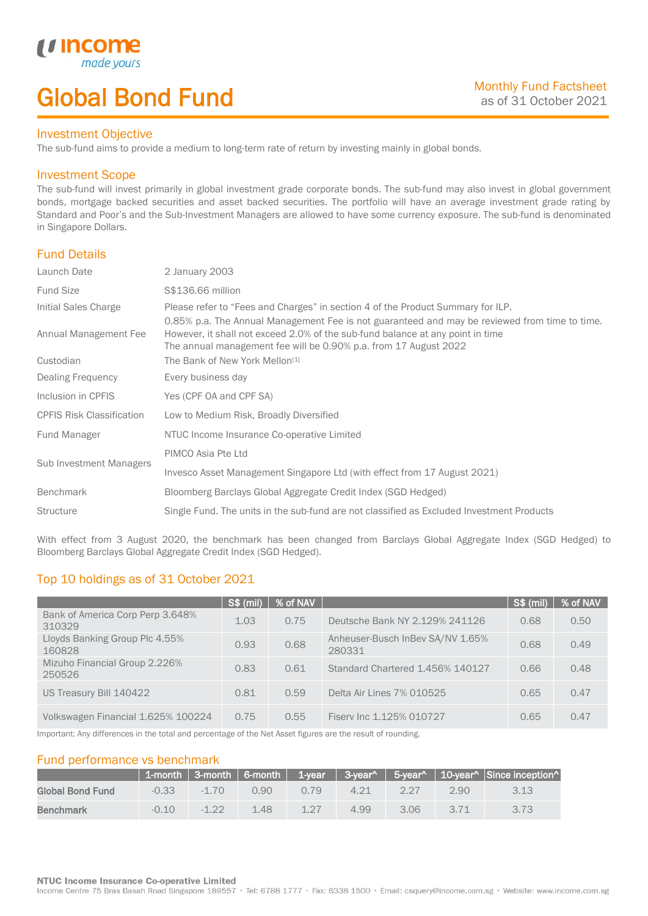# Global Bond Fund

Monthly Fund Factsheet
as of 31 October 2021

## Investment Objective

The sub-fund aims to provide a medium to long-term rate of return by investing mainly in global bonds.

## Investment Scope

The sub-fund will invest primarily in global investment grade corporate bonds. The sub-fund may also invest in global government bonds, mortgage backed securities and asset backed securities. The portfolio will have an average investment grade rating by Standard and Poor's and the Sub-Investment Managers are allowed to have some currency exposure. The sub-fund is denominated in Singapore Dollars.

## Fund Details

| | |
|---|---|
| Launch Date | 2 January 2003 |
| Fund Size | S$136.66 million |
| Initial Sales Charge | Please refer to "Fees and Charges" in section 4 of the Product Summary for ILP. |
| Annual Management Fee | 0.85% p.a. The Annual Management Fee is not guaranteed and may be reviewed from time to time. However, it shall not exceed 2.0% of the sub-fund balance at any point in time<br>The annual management fee will be 0.90% p.a. from 17 August 2022 |
| Custodian | The Bank of New York Mellon[1] |
| Dealing Frequency | Every business day |
| Inclusion in CPFIS | Yes (CPF OA and CPF SA) |
| CPFIS Risk Classification | Low to Medium Risk, Broadly Diversified |
| Fund Manager | NTUC Income Insurance Co-operative Limited |
| Sub Investment Managers | PIMCO Asia Pte Ltd<br>Invesco Asset Management Singapore Ltd (with effect from 17 August 2021) |
| Benchmark | Bloomberg Barclays Global Aggregate Credit Index (SGD Hedged) |
| Structure | Single Fund. The units in the sub-fund are not classified as Excluded Investment Products |

With effect from 3 August 2020, the benchmark has been changed from Barclays Global Aggregate Index (SGD Hedged) to Bloomberg Barclays Global Aggregate Credit Index (SGD Hedged).

## Top 10 holdings as of 31 October 2021

| | S$ (mil) | % of NAV | | S$ (mil) | % of NAV |
|---|---|---|---|---|---|
| Bank of America Corp Perp 3.648% 310329 | 1.03 | 0.75 | Deutsche Bank NY 2.129% 241126 | 0.68 | 0.50 |
| Lloyds Banking Group Plc 4.55% 160828 | 0.93 | 0.68 | Anheuser-Busch InBev SA/NV 1.65% 280331 | 0.68 | 0.49 |
| Mizuho Financial Group 2.226% 250526 | 0.83 | 0.61 | Standard Chartered 1.456% 140127 | 0.66 | 0.48 |
| US Treasury Bill 140422 | 0.81 | 0.59 | Delta Air Lines 7% 010525 | 0.65 | 0.47 |
| Volkswagen Financial 1.625% 100224 | 0.75 | 0.55 | Fiserv Inc 1.125% 010727 | 0.65 | 0.47 |

Important: Any differences in the total and percentage of the Net Asset figures are the result of rounding.

## Fund performance vs benchmark

| | 1-month | 3-month | 6-month | 1-year | 3-year^ | 5-year^ | 10-year^ | Since inception^ |
|---|---|---|---|---|---|---|---|---|
| **Global Bond Fund** | -0.33 | -1.70 | 0.90 | 0.79 | 4.21 | 2.27 | 2.90 | 3.13 |
| **Benchmark** | -0.10 | -1.22 | 1.48 | 1.27 | 4.99 | 3.06 | 3.71 | 3.73 |

**NTUC Income Insurance Co-operative Limited**
Income Centre 75 Bras Basah Road Singapore 189557 • Tel: 6788 1777 • Fax: 6338 1500 • Email: csquery@income.com.sg • Website: www.income.com.sg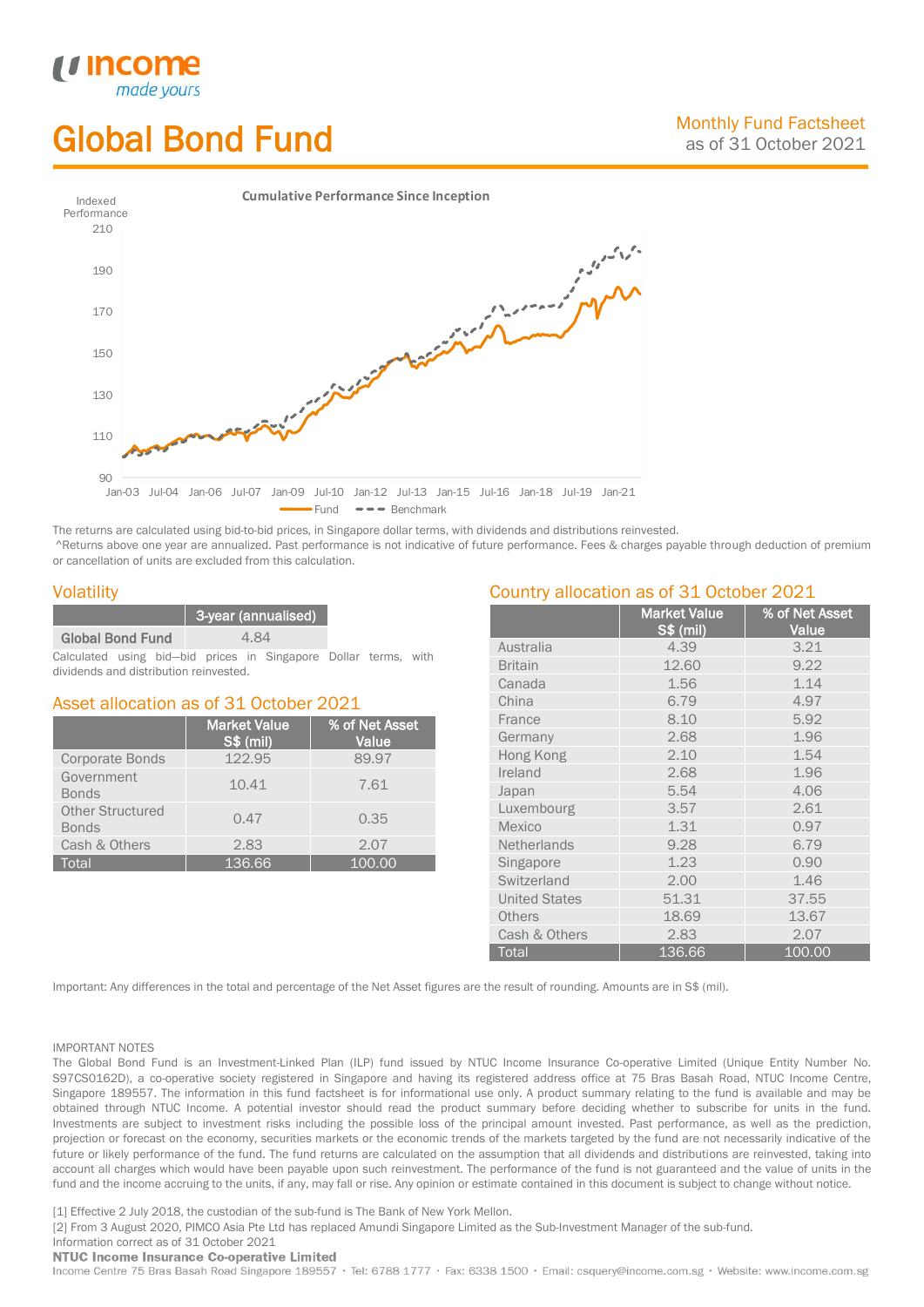![income made yours logo]

# Global Bond Fund

Monthly Fund Factsheet
as of 31 October 2021

Cumulative Performance Since Inception

Indexed Performance

210
190
170
150
130
110
90

Jan-03 Jul-04 Jan-06 Jul-07 Jan-09 Jul-10 Jan-12 Jul-13 Jan-15 Jul-16 Jan-18 Jul-19 Jan-21

Fund — Benchmark

The returns are calculated using bid-to-bid prices, in Singapore dollar terms, with dividends and distributions reinvested.
^Returns above one year are annualized. Past performance is not indicative of future performance. Fees & charges payable through deduction of premium or cancellation of units are excluded from this calculation.

## Volatility

| | 3-year (annualised) |
|---|---|
| Global Bond Fund | 4.84 |

Calculated using bid—bid prices in Singapore Dollar terms, with dividends and distribution reinvested.

## Asset allocation as of 31 October 2021

| | Market Value S$ (mil) | % of Net Asset Value |
|---|---|---|
| Corporate Bonds | 122.95 | 89.97 |
| Government Bonds | 10.41 | 7.61 |
| Other Structured Bonds | 0.47 | 0.35 |
| Cash & Others | 2.83 | 2.07 |
| Total | 136.66 | 100.00 |

## Country allocation as of 31 October 2021

| | Market Value S$ (mil) | % of Net Asset Value |
|---|---|---|
| Australia | 4.39 | 3.21 |
| Britain | 12.60 | 9.22 |
| Canada | 1.56 | 1.14 |
| China | 6.79 | 4.97 |
| France | 8.10 | 5.92 |
| Germany | 2.68 | 1.96 |
| Hong Kong | 2.10 | 1.54 |
| Ireland | 2.68 | 1.96 |
| Japan | 5.54 | 4.06 |
| Luxembourg | 3.57 | 2.61 |
| Mexico | 1.31 | 0.97 |
| Netherlands | 9.28 | 6.79 |
| Singapore | 1.23 | 0.90 |
| Switzerland | 2.00 | 1.46 |
| United States | 51.31 | 37.55 |
| Others | 18.69 | 13.67 |
| Cash & Others | 2.83 | 2.07 |
| Total | 136.66 | 100.00 |

Important: Any differences in the total and percentage of the Net Asset figures are the result of rounding. Amounts are in S$ (mil).

IMPORTANT NOTES
The Global Bond Fund is an Investment-Linked Plan (ILP) fund issued by NTUC Income Insurance Co-operative Limited (Unique Entity Number No. S97CS0162D), a co-operative society registered in Singapore and having its registered address office at 75 Bras Basah Road, NTUC Income Centre, Singapore 189557. The information in this fund factsheet is for informational use only. A product summary relating to the fund is available and may be obtained through NTUC Income. A potential investor should read the product summary before deciding whether to subscribe for units in the fund. Investments are subject to investment risks including the possible loss of the principal amount invested. Past performance, as well as the prediction, projection or forecast on the economy, securities markets or the economic trends of the markets targeted by the fund are not necessarily indicative of the future or likely performance of the fund. The fund returns are calculated on the assumption that all dividends and distributions are reinvested, taking into account all charges which would have been payable upon such reinvestment. The performance of the fund is not guaranteed and the value of units in the fund and the income accruing to the units, if any, may fall or rise. Any opinion or estimate contained in this document is subject to change without notice.

[1] Effective 2 July 2018, the custodian of the sub-fund is The Bank of New York Mellon.
[2] From 3 August 2020, PIMCO Asia Pte Ltd has replaced Amundi Singapore Limited as the Sub-Investment Manager of the sub-fund.
Information correct as of 31 October 2021

**NTUC Income Insurance Co-operative Limited**
Income Centre 75 Bras Basah Road Singapore 189557 · Tel: 6788 1777 · Fax: 6338 1500 · Email: csquery@income.com.sg · Website: www.income.com.sg